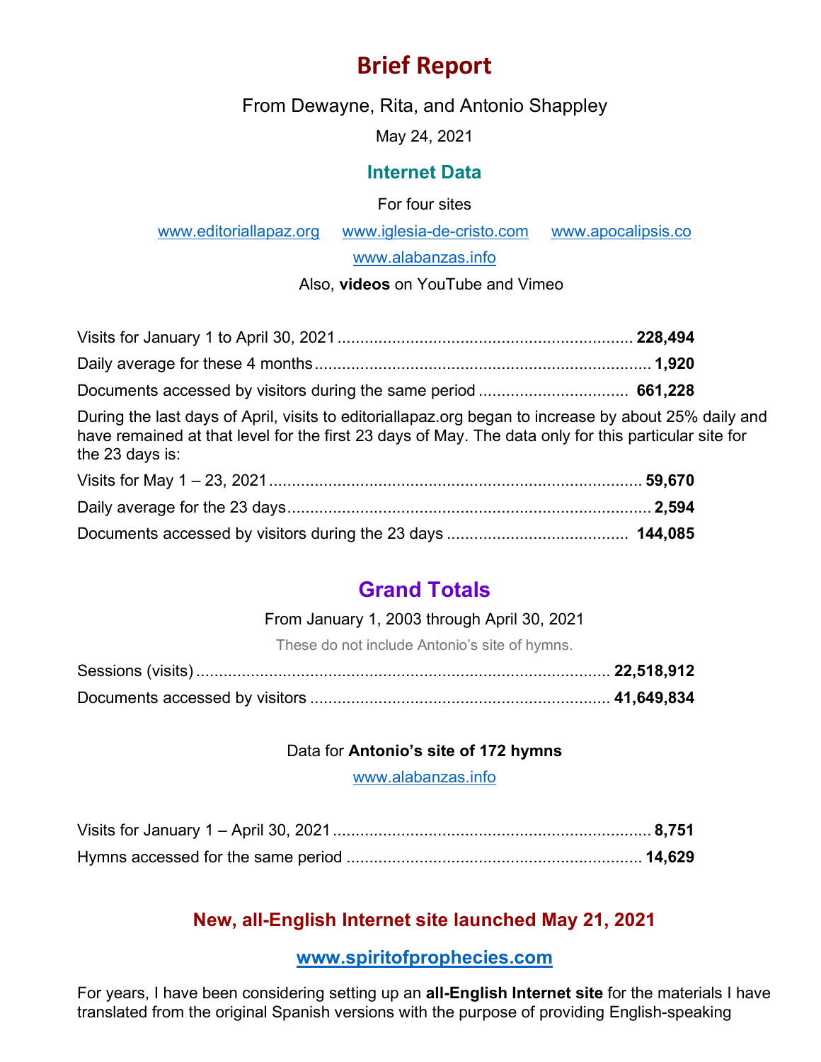# Brief Report

From Dewayne, Rita, and Antonio Shappley

May 24, 2021

## Internet Data

For four sites

www.editoriallapaz.org www.iglesia-de-cristo.com www.apocalipsis.co

www.alabanzas.info

Also, **videos** on YouTube and Vimeo

Visits for January 1 to April 30, 2021 .......... **228,494**

Daily average for these 4 months .......... **1,920**

Documents accessed by visitors during the same period .......... **661,228**

During the last days of April, visits to editoriallapaz.org began to increase by about 25% daily and have remained at that level for the first 23 days of May. The data only for this particular site for the 23 days is:

Visits for May 1 – 23, 2021 .......... **59,670**

Daily average for the 23 days .......... **2,594**

Documents accessed by visitors during the 23 days .......... **144,085**

## Grand Totals

From January 1, 2003 through April 30, 2021

These do not include Antonio's site of hymns.

Sessions (visits) .......... **22,518,912**

Documents accessed by visitors .......... **41,649,834**

Data for **Antonio's site of 172 hymns**

www.alabanzas.info

Visits for January 1 – April 30, 2021 .......... **8,751**

Hymns accessed for the same period .......... **14,629**

## New, all-English Internet site launched May 21, 2021

**www.spiritofprophecies.com**

For years, I have been considering setting up an **all-English Internet site** for the materials I have translated from the original Spanish versions with the purpose of providing English-speaking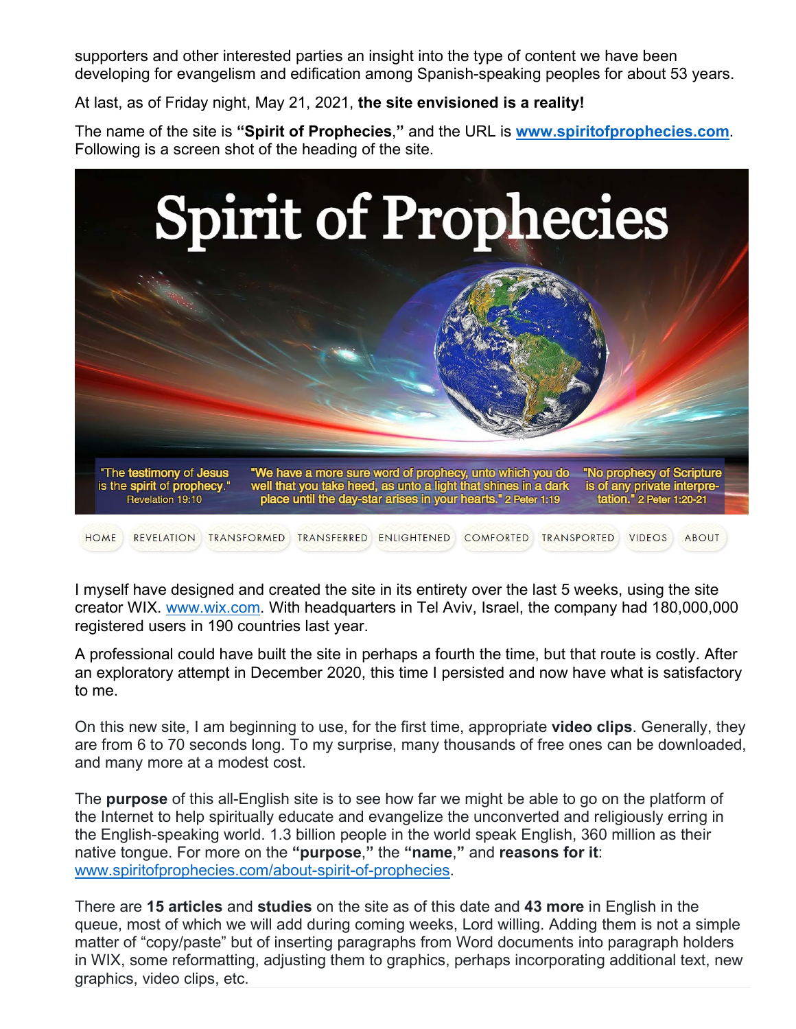supporters and other interested parties an insight into the type of content we have been developing for evangelism and edification among Spanish-speaking peoples for about 53 years.

At last, as of Friday night, May 21, 2021, **the site envisioned is a reality!**

The name of the site is **"Spirit of Prophecies,"** and the URL is **[www.spiritofprophecies.com](http://www.spiritofprophecies.com)**. Following is a screen shot of the heading of the site.

I myself have designed and created the site in its entirety over the last 5 weeks, using the site creator WIX. [www.wix.com](http://www.wix.com). With headquarters in Tel Aviv, Israel, the company had 180,000,000 registered users in 190 countries last year.

A professional could have built the site in perhaps a fourth the time, but that route is costly. After an exploratory attempt in December 2020, this time I persisted and now have what is satisfactory to me.

On this new site, I am beginning to use, for the first time, appropriate **video clips**. Generally, they are from 6 to 70 seconds long. To my surprise, many thousands of free ones can be downloaded, and many more at a modest cost.

The **purpose** of this all-English site is to see how far we might be able to go on the platform of the Internet to help spiritually educate and evangelize the unconverted and religiously erring in the English-speaking world. 1.3 billion people in the world speak English, 360 million as their native tongue. For more on the **"purpose,"** the **"name,"** and **reasons for it**: [www.spiritofprophecies.com/about-spirit-of-prophecies](http://www.spiritofprophecies.com/about-spirit-of-prophecies).

There are **15 articles** and **studies** on the site as of this date and **43 more** in English in the queue, most of which we will add during coming weeks, Lord willing. Adding them is not a simple matter of "copy/paste" but of inserting paragraphs from Word documents into paragraph holders in WIX, some reformatting, adjusting them to graphics, perhaps incorporating additional text, new graphics, video clips, etc.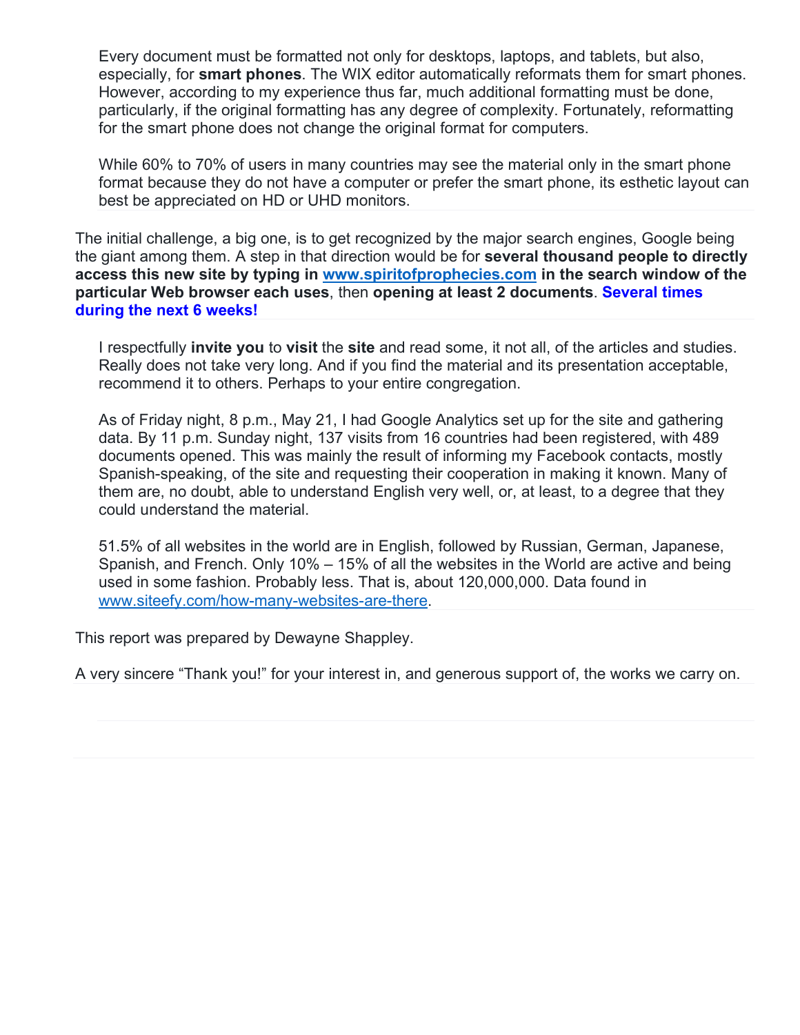Every document must be formatted not only for desktops, laptops, and tablets, but also, especially, for **smart phones**. The WIX editor automatically reformats them for smart phones. However, according to my experience thus far, much additional formatting must be done, particularly, if the original formatting has any degree of complexity. Fortunately, reformatting for the smart phone does not change the original format for computers.

While 60% to 70% of users in many countries may see the material only in the smart phone format because they do not have a computer or prefer the smart phone, its esthetic layout can best be appreciated on HD or UHD monitors.

The initial challenge, a big one, is to get recognized by the major search engines, Google being the giant among them. A step in that direction would be for **several thousand people to directly access this new site by typing in [www.spiritofprophecies.com](http://www.spiritofprophecies.com) in the search window of the particular Web browser each uses**, then **opening at least 2 documents**. **Several times during the next 6 weeks!**

I respectfully **invite you** to **visit** the **site** and read some, it not all, of the articles and studies. Really does not take very long. And if you find the material and its presentation acceptable, recommend it to others. Perhaps to your entire congregation.

As of Friday night, 8 p.m., May 21, I had Google Analytics set up for the site and gathering data. By 11 p.m. Sunday night, 137 visits from 16 countries had been registered, with 489 documents opened. This was mainly the result of informing my Facebook contacts, mostly Spanish-speaking, of the site and requesting their cooperation in making it known. Many of them are, no doubt, able to understand English very well, or, at least, to a degree that they could understand the material.

51.5% of all websites in the world are in English, followed by Russian, German, Japanese, Spanish, and French. Only 10% – 15% of all the websites in the World are active and being used in some fashion. Probably less. That is, about 120,000,000. Data found in [www.siteefy.com/how-many-websites-are-there](http://www.siteefy.com/how-many-websites-are-there).

This report was prepared by Dewayne Shappley.

A very sincere "Thank you!" for your interest in, and generous support of, the works we carry on.